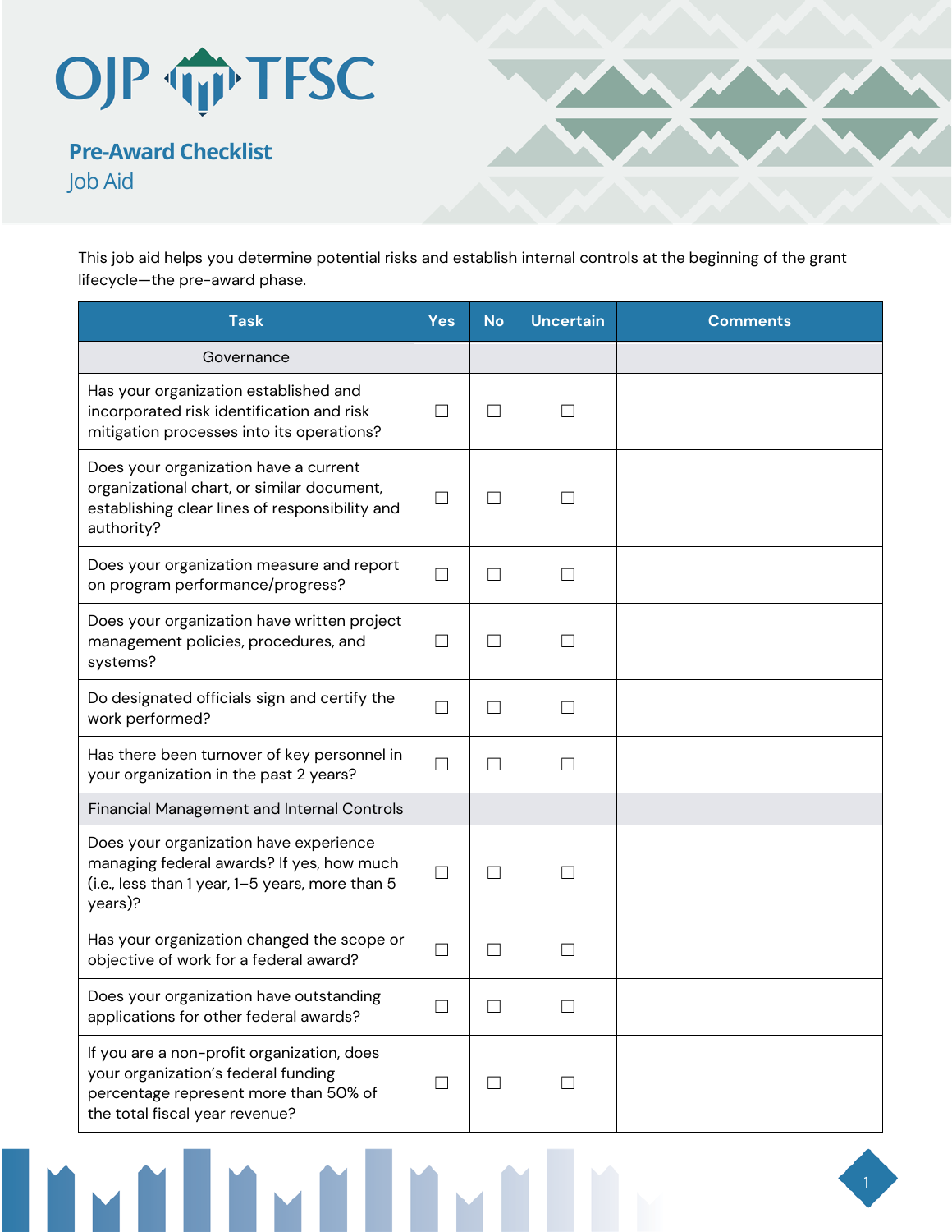# OJP TFSC

## Pre-Award Checklist

### Job Aid

This job aid helps you determine potential risks and establish internal controls at the beginning of the grant lifecycle—the pre-award phase.

| Task | Yes | No | Uncertain | Comments |
| --- | --- | --- | --- | --- |
| Governance | | | | |
| Has your organization established and incorporated risk identification and risk mitigation processes into its operations? | ☐ | ☐ | ☐ | |
| Does your organization have a current organizational chart, or similar document, establishing clear lines of responsibility and authority? | ☐ | ☐ | ☐ | |
| Does your organization measure and report on program performance/progress? | ☐ | ☐ | ☐ | |
| Does your organization have written project management policies, procedures, and systems? | ☐ | ☐ | ☐ | |
| Do designated officials sign and certify the work performed? | ☐ | ☐ | ☐ | |
| Has there been turnover of key personnel in your organization in the past 2 years? | ☐ | ☐ | ☐ | |
| Financial Management and Internal Controls | | | | |
| Does your organization have experience managing federal awards? If yes, how much (i.e., less than 1 year, 1–5 years, more than 5 years)? | ☐ | ☐ | ☐ | |
| Has your organization changed the scope or objective of work for a federal award? | ☐ | ☐ | ☐ | |
| Does your organization have outstanding applications for other federal awards? | ☐ | ☐ | ☐ | |
| If you are a non-profit organization, does your organization's federal funding percentage represent more than 50% of the total fiscal year revenue? | ☐ | ☐ | ☐ | |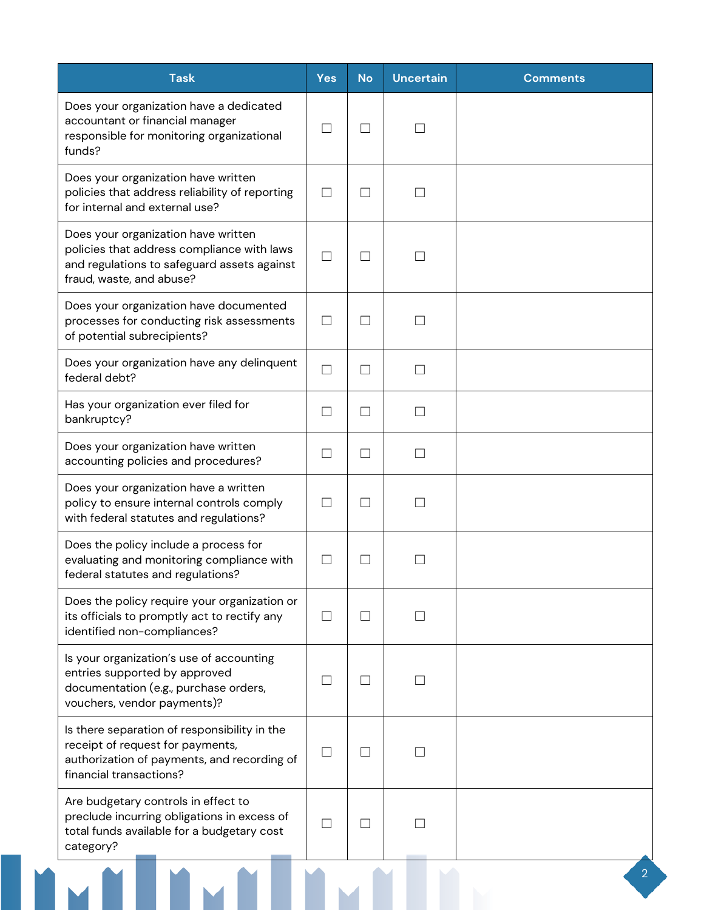| Task | Yes | No | Uncertain | Comments |
| --- | --- | --- | --- | --- |
| Does your organization have a dedicated accountant or financial manager responsible for monitoring organizational funds? | ☐ | ☐ | ☐ | |
| Does your organization have written policies that address reliability of reporting for internal and external use? | ☐ | ☐ | ☐ | |
| Does your organization have written policies that address compliance with laws and regulations to safeguard assets against fraud, waste, and abuse? | ☐ | ☐ | ☐ | |
| Does your organization have documented processes for conducting risk assessments of potential subrecipients? | ☐ | ☐ | ☐ | |
| Does your organization have any delinquent federal debt? | ☐ | ☐ | ☐ | |
| Has your organization ever filed for bankruptcy? | ☐ | ☐ | ☐ | |
| Does your organization have written accounting policies and procedures? | ☐ | ☐ | ☐ | |
| Does your organization have a written policy to ensure internal controls comply with federal statutes and regulations? | ☐ | ☐ | ☐ | |
| Does the policy include a process for evaluating and monitoring compliance with federal statutes and regulations? | ☐ | ☐ | ☐ | |
| Does the policy require your organization or its officials to promptly act to rectify any identified non-compliances? | ☐ | ☐ | ☐ | |
| Is your organization's use of accounting entries supported by approved documentation (e.g., purchase orders, vouchers, vendor payments)? | ☐ | ☐ | ☐ | |
| Is there separation of responsibility in the receipt of request for payments, authorization of payments, and recording of financial transactions? | ☐ | ☐ | ☐ | |
| Are budgetary controls in effect to preclude incurring obligations in excess of total funds available for a budgetary cost category? | ☐ | ☐ | ☐ | |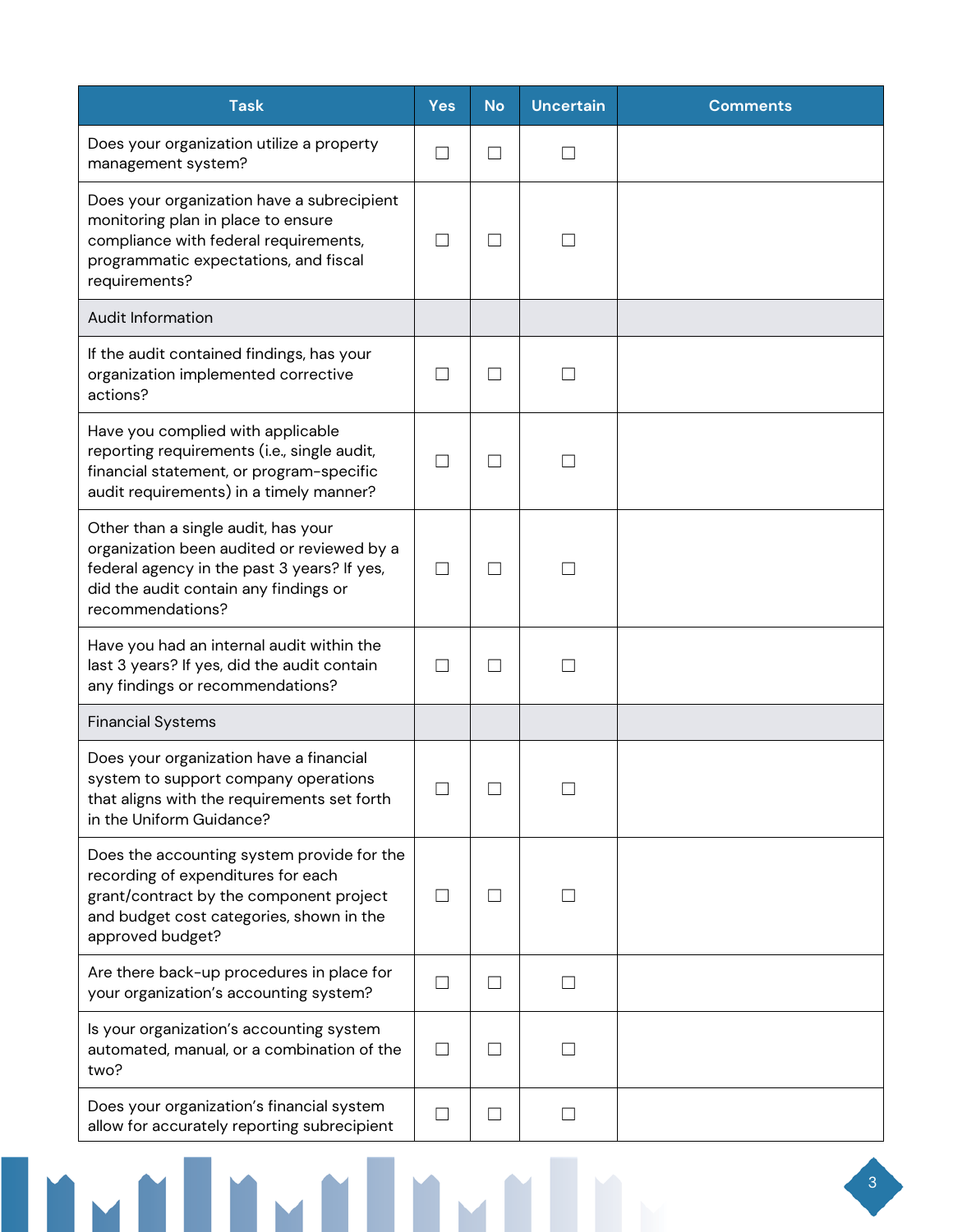| Task | Yes | No | Uncertain | Comments |
|---|---|---|---|---|
| Does your organization utilize a property management system? | ☐ | ☐ | ☐ | |
| Does your organization have a subrecipient monitoring plan in place to ensure compliance with federal requirements, programmatic expectations, and fiscal requirements? | ☐ | ☐ | ☐ | |
| Audit Information | | | | |
| If the audit contained findings, has your organization implemented corrective actions? | ☐ | ☐ | ☐ | |
| Have you complied with applicable reporting requirements (i.e., single audit, financial statement, or program-specific audit requirements) in a timely manner? | ☐ | ☐ | ☐ | |
| Other than a single audit, has your organization been audited or reviewed by a federal agency in the past 3 years? If yes, did the audit contain any findings or recommendations? | ☐ | ☐ | ☐ | |
| Have you had an internal audit within the last 3 years? If yes, did the audit contain any findings or recommendations? | ☐ | ☐ | ☐ | |
| Financial Systems | | | | |
| Does your organization have a financial system to support company operations that aligns with the requirements set forth in the Uniform Guidance? | ☐ | ☐ | ☐ | |
| Does the accounting system provide for the recording of expenditures for each grant/contract by the component project and budget cost categories, shown in the approved budget? | ☐ | ☐ | ☐ | |
| Are there back-up procedures in place for your organization's accounting system? | ☐ | ☐ | ☐ | |
| Is your organization's accounting system automated, manual, or a combination of the two? | ☐ | ☐ | ☐ | |
| Does your organization's financial system allow for accurately reporting subrecipient | ☐ | ☐ | ☐ | |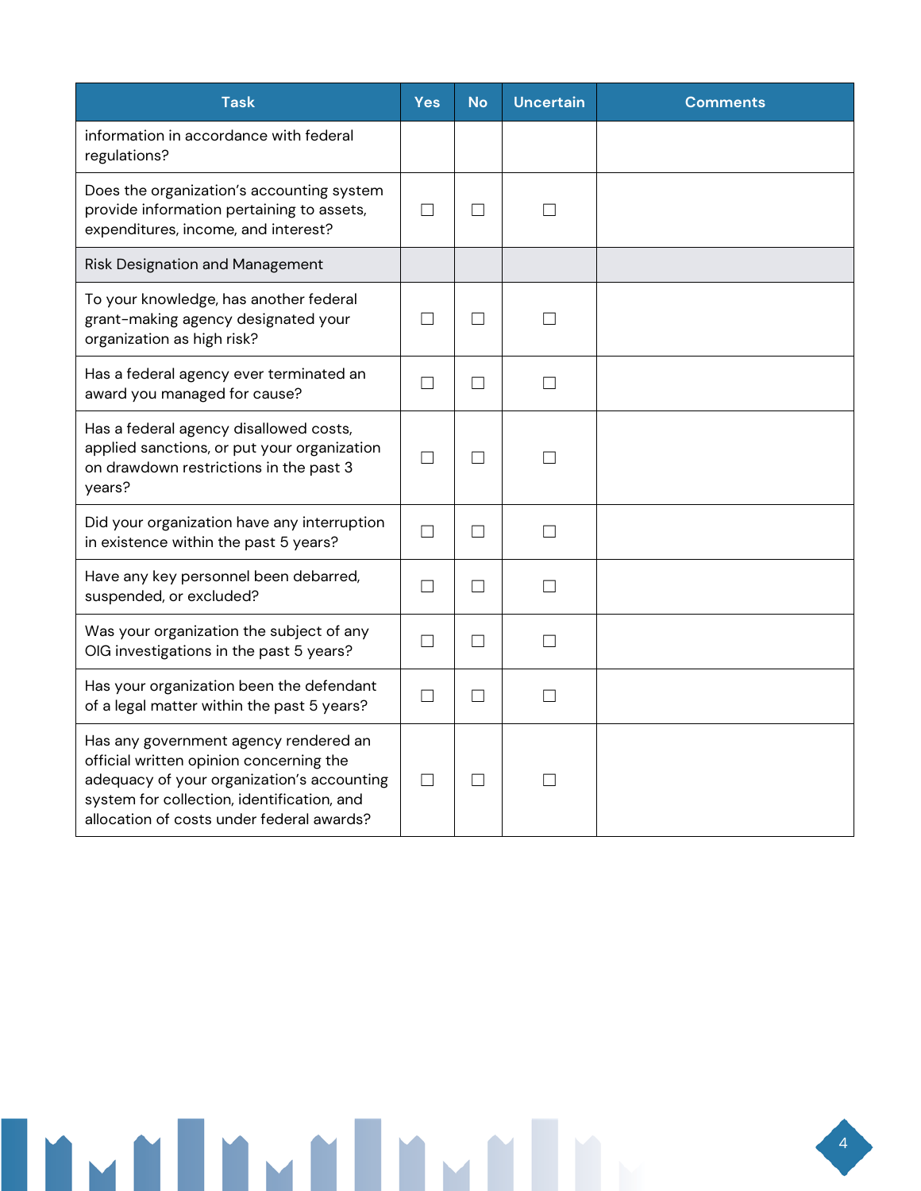| Task | Yes | No | Uncertain | Comments |
|---|---|---|---|---|
| information in accordance with federal regulations? | | | | |
| Does the organization's accounting system provide information pertaining to assets, expenditures, income, and interest? | ☐ | ☐ | ☐ | |
| Risk Designation and Management | | | | |
| To your knowledge, has another federal grant-making agency designated your organization as high risk? | ☐ | ☐ | ☐ | |
| Has a federal agency ever terminated an award you managed for cause? | ☐ | ☐ | ☐ | |
| Has a federal agency disallowed costs, applied sanctions, or put your organization on drawdown restrictions in the past 3 years? | ☐ | ☐ | ☐ | |
| Did your organization have any interruption in existence within the past 5 years? | ☐ | ☐ | ☐ | |
| Have any key personnel been debarred, suspended, or excluded? | ☐ | ☐ | ☐ | |
| Was your organization the subject of any OIG investigations in the past 5 years? | ☐ | ☐ | ☐ | |
| Has your organization been the defendant of a legal matter within the past 5 years? | ☐ | ☐ | ☐ | |
| Has any government agency rendered an official written opinion concerning the adequacy of your organization's accounting system for collection, identification, and allocation of costs under federal awards? | ☐ | ☐ | ☐ | |